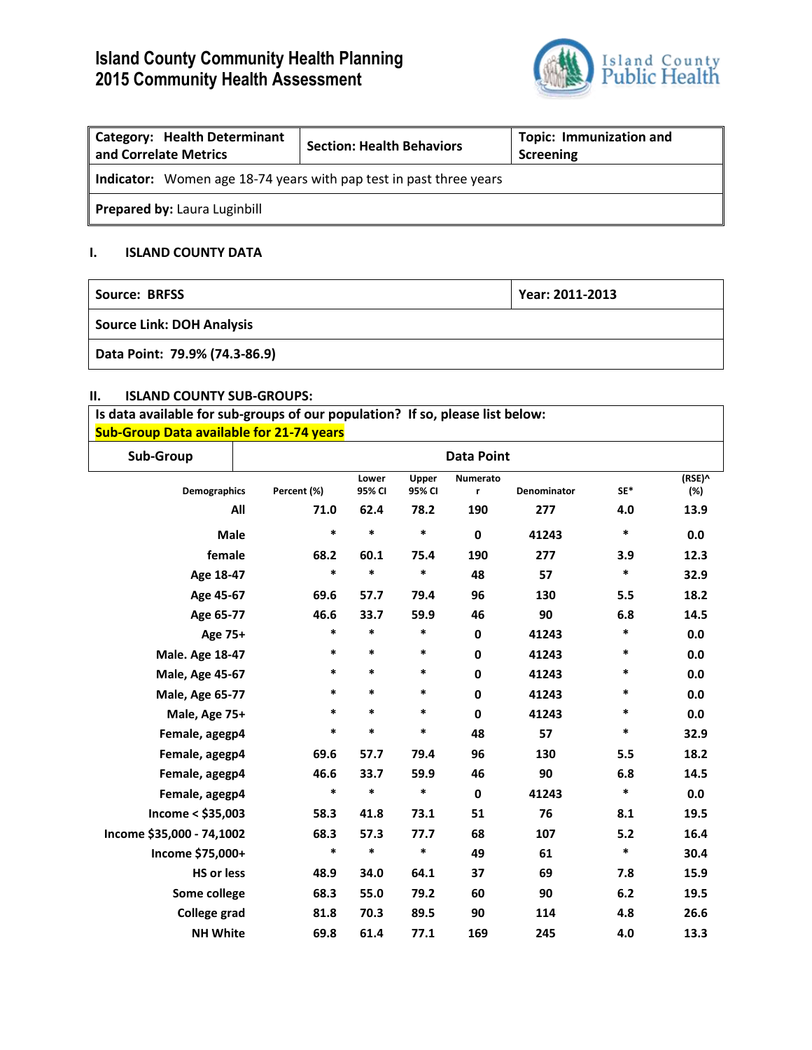# Island County Community Health Planning
# 2015 Community Health Assessment

| **Category: Health Determinant and Correlate Metrics** | **Section: Health Behaviors** | **Topic: Immunization and Screening** |
|---|---|---|
| **Indicator:** Women age 18-74 years with pap test in past three years | | |
| **Prepared by:** Laura Luginbill | | |

## I. ISLAND COUNTY DATA

| **Source: BRFSS** | **Year: 2011-2013** |
|---|---|
| **Source Link: DOH Analysis** | |
| **Data Point: 79.9% (74.3-86.9)** | |

## II. ISLAND COUNTY SUB-GROUPS:

**Is data available for sub-groups of our population? If so, please list below:**
**Sub-Group Data available for 21-74 years**

| Sub-Group | Data Point | | | | | | |
|---|---|---|---|---|---|---|---|
| Demographics | Percent (%) | Lower 95% CI | Upper 95% CI | Numerator | Denominator | SE* | (RSE)^ (%) |
| All | 71.0 | 62.4 | 78.2 | 190 | 277 | 4.0 | 13.9 |
| Male | * | * | * | 0 | 41243 | * | 0.0 |
| female | 68.2 | 60.1 | 75.4 | 190 | 277 | 3.9 | 12.3 |
| Age 18-47 | * | * | * | 48 | 57 | * | 32.9 |
| Age 45-67 | 69.6 | 57.7 | 79.4 | 96 | 130 | 5.5 | 18.2 |
| Age 65-77 | 46.6 | 33.7 | 59.9 | 46 | 90 | 6.8 | 14.5 |
| Age 75+ | * | * | * | 0 | 41243 | * | 0.0 |
| Male. Age 18-47 | * | * | * | 0 | 41243 | * | 0.0 |
| Male, Age 45-67 | * | * | * | 0 | 41243 | * | 0.0 |
| Male, Age 65-77 | * | * | * | 0 | 41243 | * | 0.0 |
| Male, Age 75+ | * | * | * | 0 | 41243 | * | 0.0 |
| Female, agegp4 | * | * | * | 48 | 57 | * | 32.9 |
| Female, agegp4 | 69.6 | 57.7 | 79.4 | 96 | 130 | 5.5 | 18.2 |
| Female, agegp4 | 46.6 | 33.7 | 59.9 | 46 | 90 | 6.8 | 14.5 |
| Female, agegp4 | * | * | * | 0 | 41243 | * | 0.0 |
| Income < $35,003 | 58.3 | 41.8 | 73.1 | 51 | 76 | 8.1 | 19.5 |
| Income $35,000 - 74,1002 | 68.3 | 57.3 | 77.7 | 68 | 107 | 5.2 | 16.4 |
| Income $75,000+ | * | * | * | 49 | 61 | * | 30.4 |
| HS or less | 48.9 | 34.0 | 64.1 | 37 | 69 | 7.8 | 15.9 |
| Some college | 68.3 | 55.0 | 79.2 | 60 | 90 | 6.2 | 19.5 |
| College grad | 81.8 | 70.3 | 89.5 | 90 | 114 | 4.8 | 26.6 |
| NH White | 69.8 | 61.4 | 77.1 | 169 | 245 | 4.0 | 13.3 |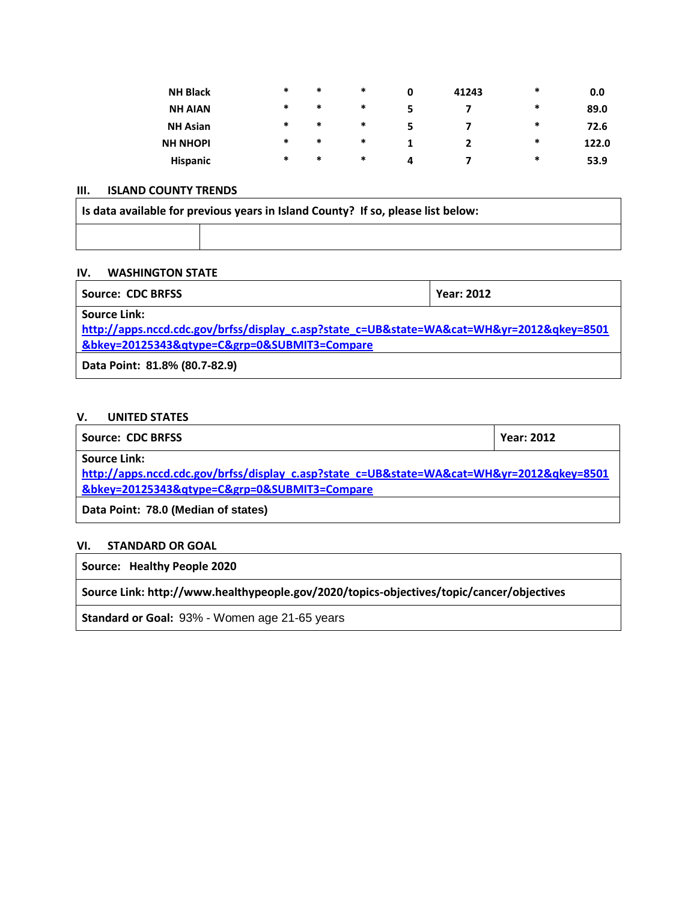| | | | | | | | |
|---|---|---|---|---|---|---|---|
| **NH Black** | * | * | * | 0 | 41243 | * | 0.0 |
| **NH AIAN** | * | * | * | 5 | 7 | * | 89.0 |
| **NH Asian** | * | * | * | 5 | 7 | * | 72.6 |
| **NH NHOPI** | * | * | * | 1 | 2 | * | 122.0 |
| **Hispanic** | * | * | * | 4 | 7 | * | 53.9 |

## III. ISLAND COUNTY TRENDS

| **Is data available for previous years in Island County? If so, please list below:** | |
|---|---|
| | |

## IV. WASHINGTON STATE

| **Source: CDC BRFSS** | **Year: 2012** |
|---|---|
| **Source Link:** http://apps.nccd.cdc.gov/brfss/display_c.asp?state_c=UB&state=WA&cat=WH&yr=2012&qkey=8501&bkey=20125343&qtype=C&grp=0&SUBMIT3=Compare | |
| **Data Point: 81.8% (80.7-82.9)** | |

## V. UNITED STATES

| **Source: CDC BRFSS** | **Year: 2012** |
|---|---|
| **Source Link:** http://apps.nccd.cdc.gov/brfss/display_c.asp?state_c=UB&state=WA&cat=WH&yr=2012&qkey=8501&bkey=20125343&qtype=C&grp=0&SUBMIT3=Compare | |
| **Data Point: 78.0 (Median of states)** | |

## VI. STANDARD OR GOAL

| **Source: Healthy People 2020** |
|---|
| **Source Link: http://www.healthypeople.gov/2020/topics-objectives/topic/cancer/objectives** |
| **Standard or Goal:** 93% - Women age 21-65 years |